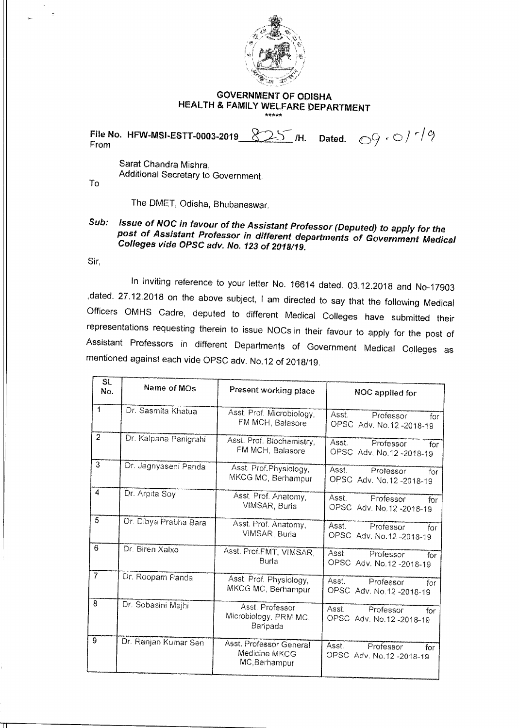**GOVERNMENT OF ODISHA**
**HEALTH & FAMILY WELFARE DEPARTMENT**

\*\*\*\*\*

File No. HFW-MSI-ESTT-0003-2019 825 /H. Dated. 09.01.19

From

Sarat Chandra Mishra,
Additional Secretary to Government.

To

The DMET, Odisha, Bhubaneswar.

***Sub: Issue of NOC in favour of the Assistant Professor (Deputed) to apply for the post of Assistant Professor in different departments of Government Medical Colleges vide OPSC adv. No. 123 of 2018/19.***

Sir,

In inviting reference to your letter No. 16614 dated. 03.12.2018 and No-17903 ,dated. 27.12.2018 on the above subject, I am directed to say that the following Medical Officers OMHS Cadre, deputed to different Medical Colleges have submitted their representations requesting therein to issue NOCs in their favour to apply for the post of Assistant Professors in different Departments of Government Medical Colleges as mentioned against each vide OPSC adv. No.12 of 2018/19.

| SL No. | Name of MOs | Present working place | NOC applied for |
|---|---|---|---|
| 1 | Dr. Sasmita Khatua | Asst. Prof. Microbiology, FM MCH, Balasore | Asst. Professor for OPSC Adv. No.12 -2018-19 |
| 2 | Dr. Kalpana Panigrahi | Asst. Prof. Biochemistry, FM MCH, Balasore | Asst. Professor for OPSC Adv. No.12 -2018-19 |
| 3 | Dr. Jagnyaseni Panda | Asst. Prof.Physiology, MKCG MC, Berhampur | Asst. Professor for OPSC Adv. No.12 -2018-19 |
| 4 | Dr. Arpita Soy | Asst. Prof. Anatomy, VIMSAR, Burla | Asst. Professor for OPSC Adv. No.12 -2018-19 |
| 5 | Dr. Dibya Prabha Bara | Asst. Prof. Anatomy, VIMSAR, Burla | Asst. Professor for OPSC Adv. No.12 -2018-19 |
| 6 | Dr. Biren Xalxo | Asst. Prof.FMT, VIMSAR, Burla | Asst. Professor for OPSC Adv. No.12 -2018-19 |
| 7 | Dr. Roopam Panda | Asst. Prof. Physiology, MKCG MC, Berhampur | Asst. Professor for OPSC Adv. No.12 -2018-19 |
| 8 | Dr. Sobasini Majhi | Asst. Professor Microbiology, PRM MC, Baripada | Asst. Professor for OPSC Adv. No.12 -2018-19 |
| 9 | Dr. Ranjan Kumar Sen | Asst. Professor General Medicine MKCG MC,Berhampur | Asst. Professor for OPSC Adv. No.12 -2018-19 |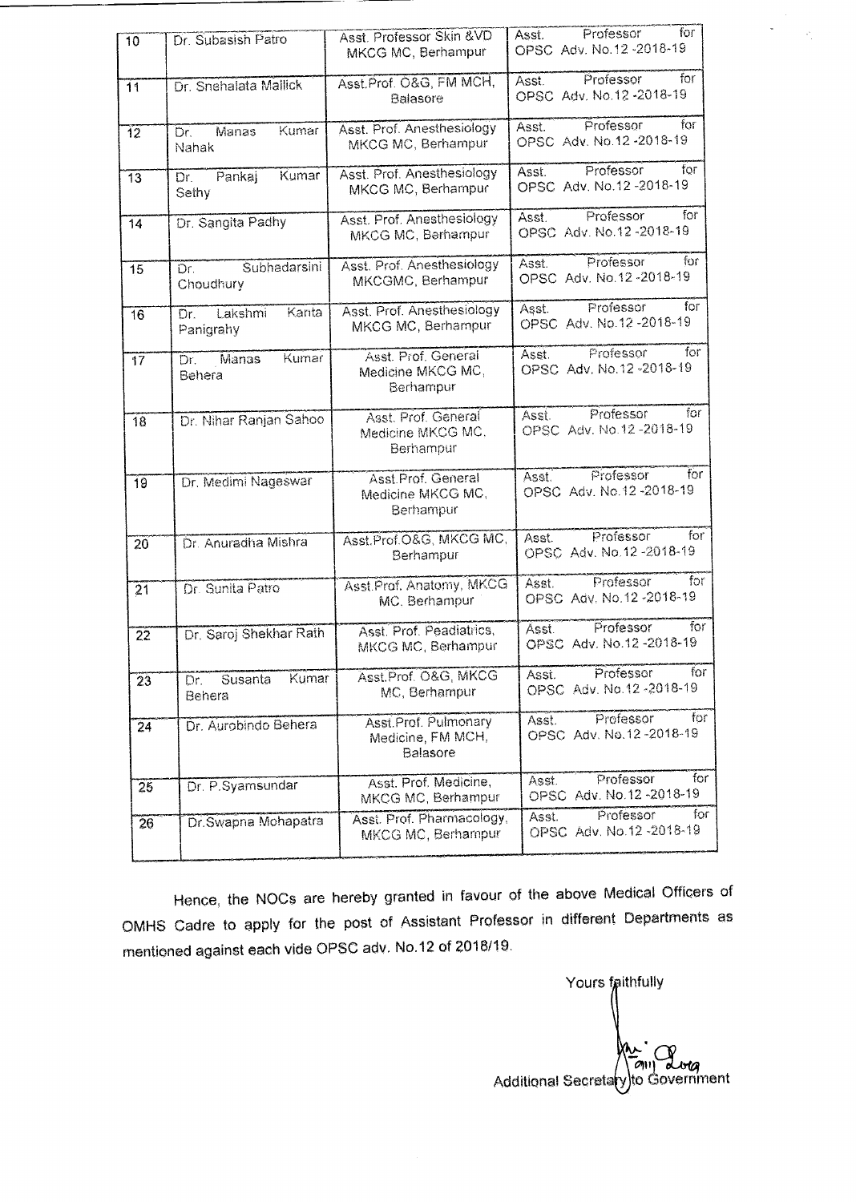| 10 | Dr. Subasish Patro | Asst. Professor Skin &VD MKCG MC, Berhampur | Asst. Professor for OPSC Adv. No.12 -2018-19 |
|---|---|---|---|
| 11 | Dr. Snehalata Mallick | Asst.Prof. O&G, FM MCH, Balasore | Asst. Professor for OPSC Adv. No.12 -2018-19 |
| 12 | Dr. Manas Kumar Nahak | Asst. Prof. Anesthesiology MKCG MC, Berhampur | Asst. Professor for OPSC Adv. No.12 -2018-19 |
| 13 | Dr. Pankaj Kumar Sethy | Asst. Prof. Anesthesiology MKCG MC, Berhampur | Asst. Professor for OPSC Adv. No.12 -2018-19 |
| 14 | Dr. Sangita Padhy | Asst. Prof. Anesthesiology MKCG MC, Berhampur | Asst. Professor for OPSC Adv. No.12 -2018-19 |
| 15 | Dr. Subhadarsini Choudhury | Asst. Prof. Anesthesiology MKCGMC, Berhampur | Asst. Professor for OPSC Adv. No.12 -2018-19 |
| 16 | Dr. Lakshmi Kanta Panigrahy | Asst. Prof. Anesthesiology MKCG MC, Berhampur | Asst. Professor for OPSC Adv. No.12 -2018-19 |
| 17 | Dr. Manas Kumar Behera | Asst. Prof. General Medicine MKCG MC, Berhampur | Asst. Professor for OPSC Adv. No.12 -2018-19 |
| 18 | Dr. Nihar Ranjan Sahoo | Asst. Prof. General Medicine MKCG MC, Berhampur | Asst. Professor for OPSC Adv. No.12 -2018-19 |
| 19 | Dr. Medimi Nageswar | Asst.Prof. General Medicine MKCG MC, Berhampur | Asst. Professor for OPSC Adv. No.12 -2018-19 |
| 20 | Dr. Anuradha Mishra | Asst.Prof.O&G, MKCG MC, Berhampur | Asst. Professor for OPSC Adv. No.12 -2018-19 |
| 21 | Dr. Sunita Patro | Asst.Prof. Anatomy, MKCG MC, Berhampur | Asst. Professor for OPSC Adv. No.12 -2018-19 |
| 22 | Dr. Saroj Shekhar Rath | Asst. Prof. Peadiatrics, MKCG MC, Berhampur | Asst. Professor for OPSC Adv. No.12 -2018-19 |
| 23 | Dr. Susanta Kumar Behera | Asst.Prof. O&G, MKCG MC, Berhampur | Asst. Professor for OPSC Adv. No.12 -2018-19 |
| 24 | Dr. Aurobindo Behera | Asst.Prof. Pulmonary Medicine, FM MCH, Balasore | Asst. Professor for OPSC Adv. No.12 -2018-19 |
| 25 | Dr. P.Syamsundar | Asst. Prof. Medicine, MKCG MC, Berhampur | Asst. Professor for OPSC Adv. No.12 -2018-19 |
| 26 | Dr.Swapna Mohapatra | Asst. Prof. Pharmacology, MKCG MC, Berhampur | Asst. Professor for OPSC Adv. No.12 -2018-19 |

Hence, the NOCs are hereby granted in favour of the above Medical Officers of OMHS Cadre to apply for the post of Assistant Professor in different Departments as mentioned against each vide OPSC adv. No.12 of 2018/19.

Yours faithfully

Additional Secretary to Government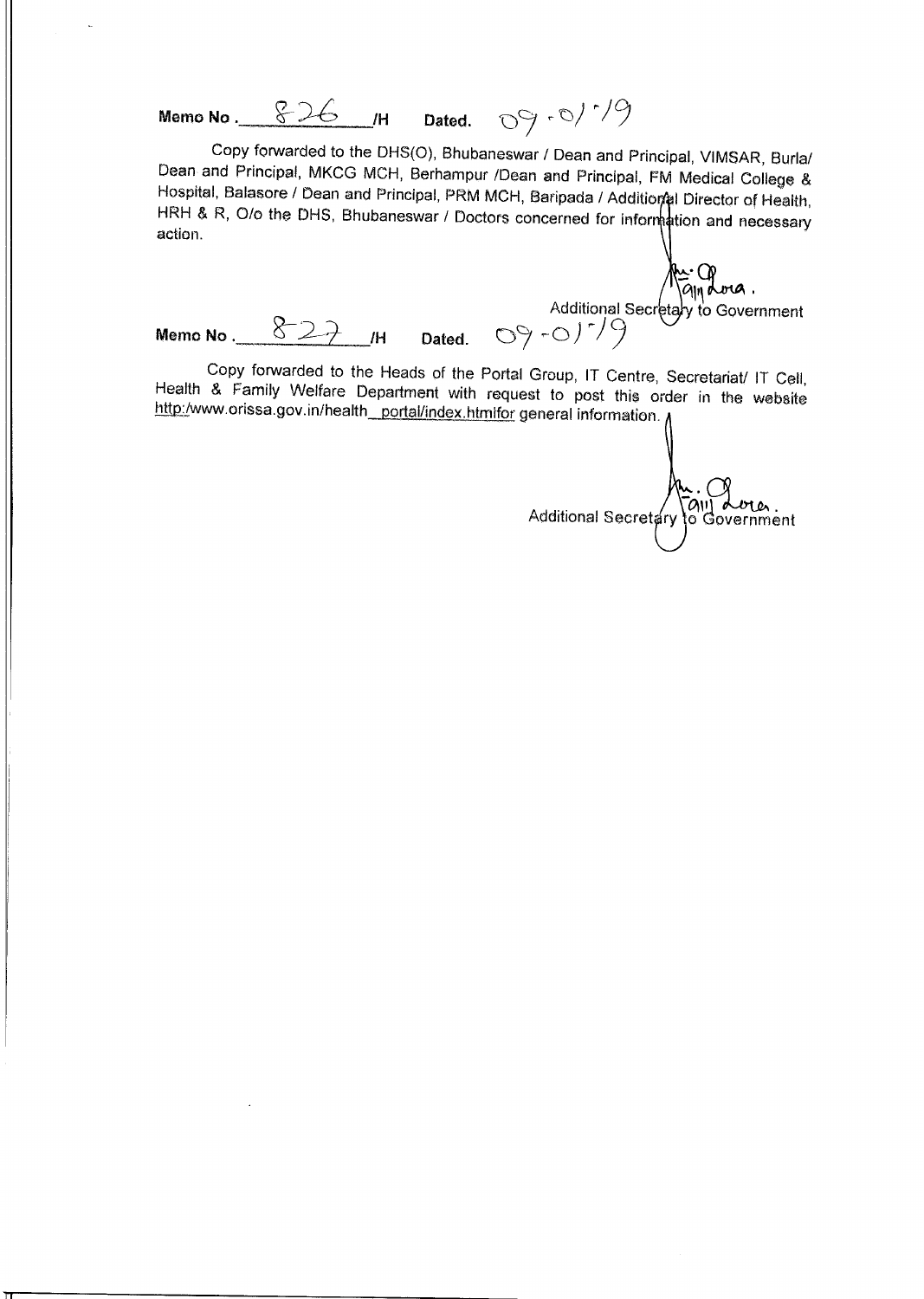Memo No. 826 /H Dated. 09-01-19

Copy forwarded to the DHS(O), Bhubaneswar / Dean and Principal, VIMSAR, Burla/ Dean and Principal, MKCG MCH, Berhampur /Dean and Principal, FM Medical College & Hospital, Balasore / Dean and Principal, PRM MCH, Baripada / Additional Director of Health, HRH & R, O/o the DHS, Bhubaneswar / Doctors concerned for information and necessary action.

Additional Secretary to Government

Memo No. 827 /H Dated. 09-01-19

Copy forwarded to the Heads of the Portal Group, IT Centre, Secretariat/ IT Cell, Health & Family Welfare Department with request to post this order in the website http:/www.orissa.gov.in/health_portal/index.htmlfor general information.

Additional Secretary to Government